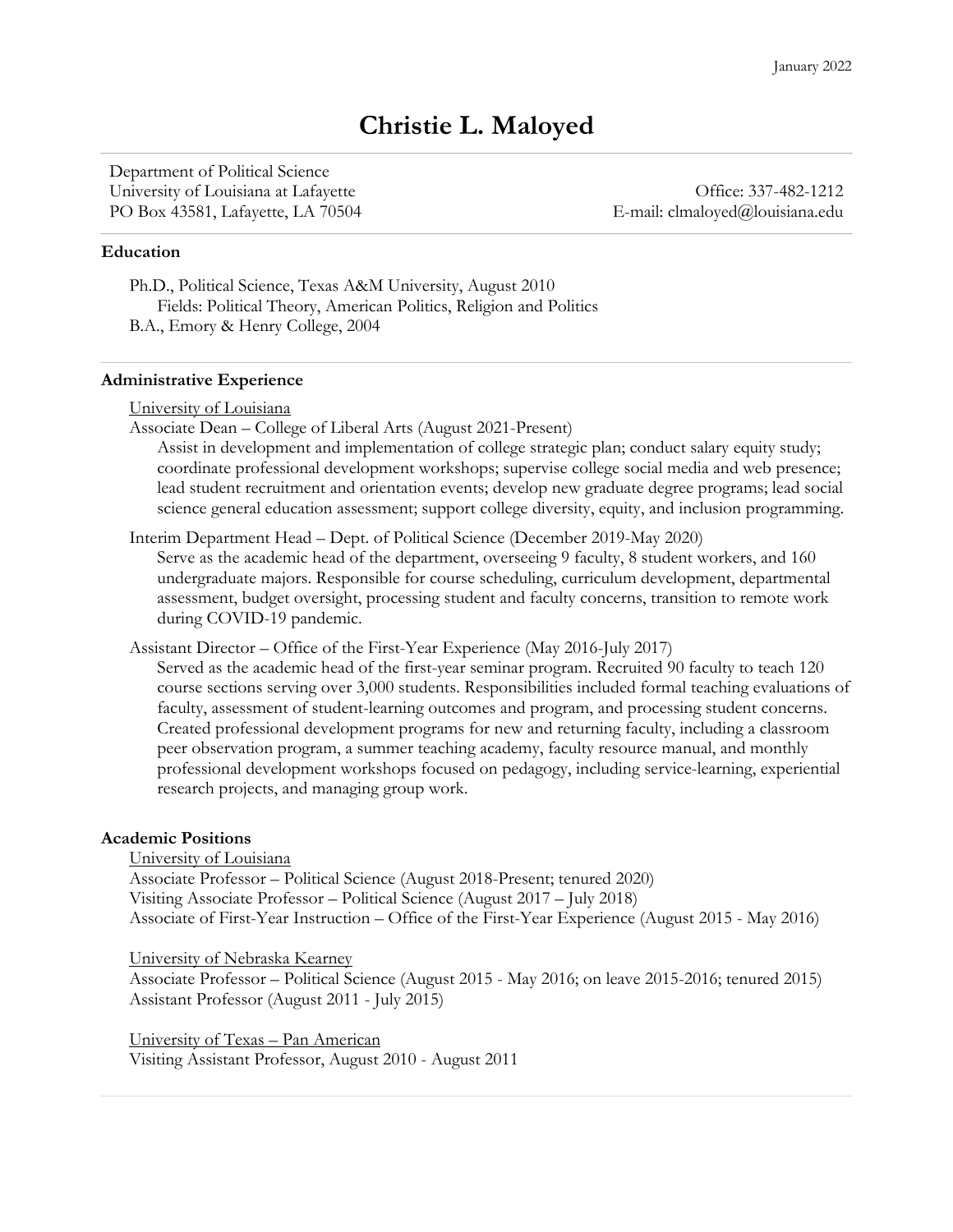January 2022

# Christie L. Maloyed

Department of Political Science
University of Louisiana at Lafayette
PO Box 43581, Lafayette, LA 70504

Office: 337-482-1212
E-mail: clmaloyed@louisiana.edu

## Education

Ph.D., Political Science, Texas A&M University, August 2010
Fields: Political Theory, American Politics, Religion and Politics
B.A., Emory & Henry College, 2004

## Administrative Experience

University of Louisiana

Associate Dean – College of Liberal Arts (August 2021-Present)
Assist in development and implementation of college strategic plan; conduct salary equity study; coordinate professional development workshops; supervise college social media and web presence; lead student recruitment and orientation events; develop new graduate degree programs; lead social science general education assessment; support college diversity, equity, and inclusion programming.

Interim Department Head – Dept. of Political Science (December 2019-May 2020)
Serve as the academic head of the department, overseeing 9 faculty, 8 student workers, and 160 undergraduate majors. Responsible for course scheduling, curriculum development, departmental assessment, budget oversight, processing student and faculty concerns, transition to remote work during COVID-19 pandemic.

Assistant Director – Office of the First-Year Experience (May 2016-July 2017)
Served as the academic head of the first-year seminar program. Recruited 90 faculty to teach 120 course sections serving over 3,000 students. Responsibilities included formal teaching evaluations of faculty, assessment of student-learning outcomes and program, and processing student concerns. Created professional development programs for new and returning faculty, including a classroom peer observation program, a summer teaching academy, faculty resource manual, and monthly professional development workshops focused on pedagogy, including service-learning, experiential research projects, and managing group work.

## Academic Positions

University of Louisiana

Associate Professor – Political Science (August 2018-Present; tenured 2020)
Visiting Associate Professor – Political Science (August 2017 – July 2018)
Associate of First-Year Instruction – Office of the First-Year Experience (August 2015 - May 2016)

University of Nebraska Kearney

Associate Professor – Political Science (August 2015 - May 2016; on leave 2015-2016; tenured 2015)
Assistant Professor (August 2011 - July 2015)

University of Texas – Pan American

Visiting Assistant Professor, August 2010 - August 2011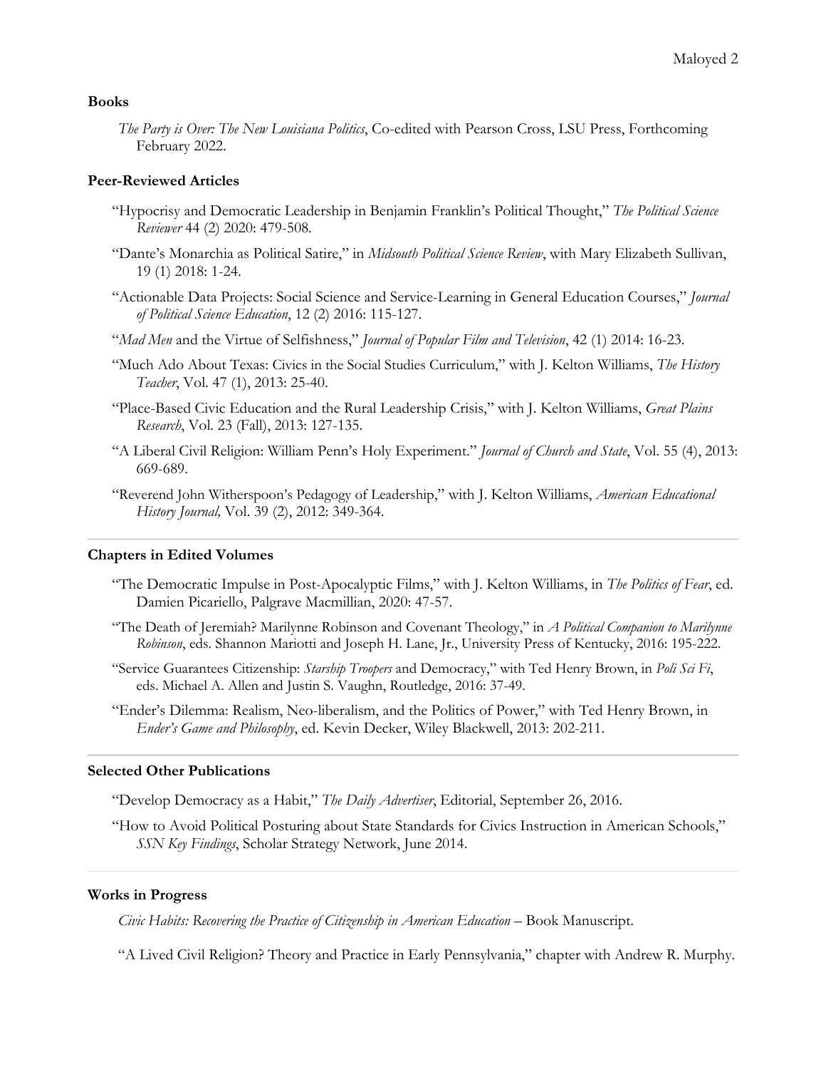**Books**

*The Party is Over: The New Louisiana Politics*, Co-edited with Pearson Cross, LSU Press, Forthcoming February 2022.

**Peer-Reviewed Articles**

"Hypocrisy and Democratic Leadership in Benjamin Franklin's Political Thought," *The Political Science Reviewer* 44 (2) 2020: 479-508.

"Dante's Monarchia as Political Satire," in *Midsouth Political Science Review*, with Mary Elizabeth Sullivan, 19 (1) 2018: 1-24.

"Actionable Data Projects: Social Science and Service-Learning in General Education Courses," *Journal of Political Science Education*, 12 (2) 2016: 115-127.

"*Mad Men* and the Virtue of Selfishness," *Journal of Popular Film and Television*, 42 (1) 2014: 16-23.

"Much Ado About Texas: Civics in the Social Studies Curriculum," with J. Kelton Williams, *The History Teacher*, Vol. 47 (1), 2013: 25-40.

"Place-Based Civic Education and the Rural Leadership Crisis," with J. Kelton Williams, *Great Plains Research*, Vol. 23 (Fall), 2013: 127-135.

"A Liberal Civil Religion: William Penn's Holy Experiment." *Journal of Church and State*, Vol. 55 (4), 2013: 669-689.

"Reverend John Witherspoon's Pedagogy of Leadership," with J. Kelton Williams, *American Educational History Journal,* Vol. 39 (2), 2012: 349-364.

**Chapters in Edited Volumes**

"The Democratic Impulse in Post-Apocalyptic Films," with J. Kelton Williams, in *The Politics of Fear*, ed. Damien Picariello, Palgrave Macmillian, 2020: 47-57.

"The Death of Jeremiah? Marilynne Robinson and Covenant Theology," in *A Political Companion to Marilynne Robinson*, eds. Shannon Mariotti and Joseph H. Lane, Jr., University Press of Kentucky, 2016: 195-222.

"Service Guarantees Citizenship: *Starship Troopers* and Democracy," with Ted Henry Brown, in *Poli Sci Fi*, eds. Michael A. Allen and Justin S. Vaughn, Routledge, 2016: 37-49.

"Ender's Dilemma: Realism, Neo-liberalism, and the Politics of Power," with Ted Henry Brown, in *Ender's Game and Philosophy*, ed. Kevin Decker, Wiley Blackwell, 2013: 202-211.

**Selected Other Publications**

"Develop Democracy as a Habit," *The Daily Advertiser*, Editorial, September 26, 2016.

"How to Avoid Political Posturing about State Standards for Civics Instruction in American Schools," *SSN Key Findings*, Scholar Strategy Network, June 2014.

**Works in Progress**

*Civic Habits: Recovering the Practice of Citizenship in American Education* – Book Manuscript.

"A Lived Civil Religion? Theory and Practice in Early Pennsylvania," chapter with Andrew R. Murphy.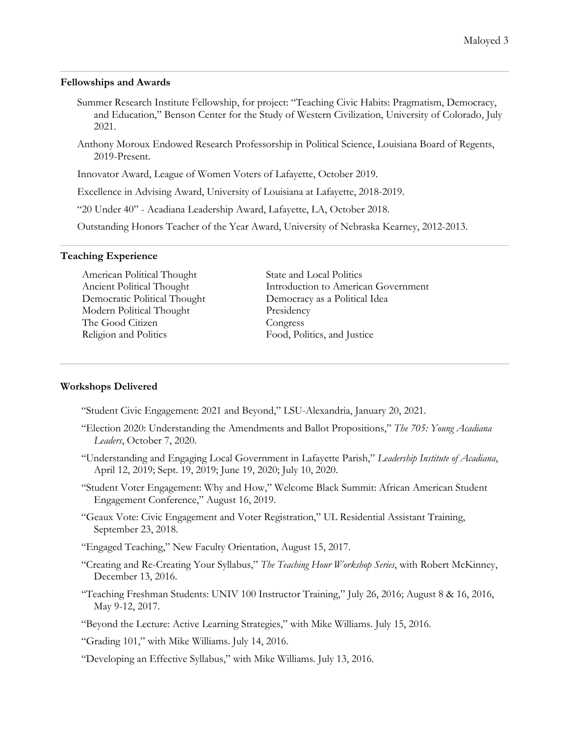## Fellowships and Awards

Summer Research Institute Fellowship, for project: "Teaching Civic Habits: Pragmatism, Democracy, and Education," Benson Center for the Study of Western Civilization, University of Colorado, July 2021.

Anthony Moroux Endowed Research Professorship in Political Science, Louisiana Board of Regents, 2019-Present.

Innovator Award, League of Women Voters of Lafayette, October 2019.

Excellence in Advising Award, University of Louisiana at Lafayette, 2018-2019.

"20 Under 40" - Acadiana Leadership Award, Lafayette, LA, October 2018.

Outstanding Honors Teacher of the Year Award, University of Nebraska Kearney, 2012-2013.

## Teaching Experience

- American Political Thought
- Ancient Political Thought
- Democratic Political Thought
- Modern Political Thought
- The Good Citizen
- Religion and Politics
- State and Local Politics
- Introduction to American Government
- Democracy as a Political Idea
- Presidency
- Congress
- Food, Politics, and Justice

## Workshops Delivered

"Student Civic Engagement: 2021 and Beyond," LSU-Alexandria, January 20, 2021.

"Election 2020: Understanding the Amendments and Ballot Propositions," *The 705: Young Acadiana Leaders*, October 7, 2020.

"Understanding and Engaging Local Government in Lafayette Parish," *Leadership Institute of Acadiana*, April 12, 2019; Sept. 19, 2019; June 19, 2020; July 10, 2020.

"Student Voter Engagement: Why and How," Welcome Black Summit: African American Student Engagement Conference," August 16, 2019.

"Geaux Vote: Civic Engagement and Voter Registration," UL Residential Assistant Training, September 23, 2018.

"Engaged Teaching," New Faculty Orientation, August 15, 2017.

"Creating and Re-Creating Your Syllabus," *The Teaching Hour Workshop Series*, with Robert McKinney, December 13, 2016.

"Teaching Freshman Students: UNIV 100 Instructor Training," July 26, 2016; August 8 & 16, 2016, May 9-12, 2017.

"Beyond the Lecture: Active Learning Strategies," with Mike Williams. July 15, 2016.

"Grading 101," with Mike Williams. July 14, 2016.

"Developing an Effective Syllabus," with Mike Williams. July 13, 2016.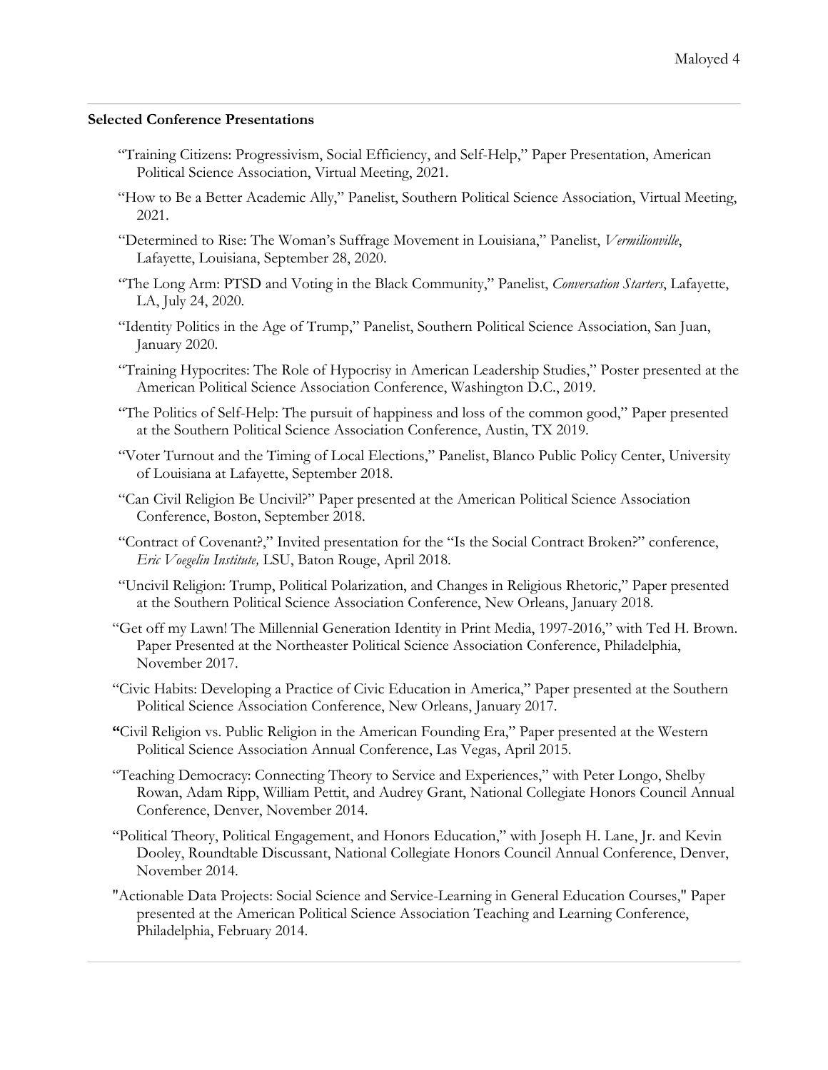**Selected Conference Presentations**

"Training Citizens: Progressivism, Social Efficiency, and Self-Help," Paper Presentation, American Political Science Association, Virtual Meeting, 2021.

"How to Be a Better Academic Ally," Panelist, Southern Political Science Association, Virtual Meeting, 2021.

"Determined to Rise: The Woman's Suffrage Movement in Louisiana," Panelist, *Vermilionville*, Lafayette, Louisiana, September 28, 2020.

"The Long Arm: PTSD and Voting in the Black Community," Panelist, *Conversation Starters*, Lafayette, LA, July 24, 2020.

"Identity Politics in the Age of Trump," Panelist, Southern Political Science Association, San Juan, January 2020.

"Training Hypocrites: The Role of Hypocrisy in American Leadership Studies," Poster presented at the American Political Science Association Conference, Washington D.C., 2019.

"The Politics of Self-Help: The pursuit of happiness and loss of the common good," Paper presented at the Southern Political Science Association Conference, Austin, TX 2019.

"Voter Turnout and the Timing of Local Elections," Panelist, Blanco Public Policy Center, University of Louisiana at Lafayette, September 2018.

"Can Civil Religion Be Uncivil?" Paper presented at the American Political Science Association Conference, Boston, September 2018.

"Contract of Covenant?," Invited presentation for the "Is the Social Contract Broken?" conference, *Eric Voegelin Institute,* LSU, Baton Rouge, April 2018.

"Uncivil Religion: Trump, Political Polarization, and Changes in Religious Rhetoric," Paper presented at the Southern Political Science Association Conference, New Orleans, January 2018.

"Get off my Lawn! The Millennial Generation Identity in Print Media, 1997-2016," with Ted H. Brown. Paper Presented at the Northeaster Political Science Association Conference, Philadelphia, November 2017.

"Civic Habits: Developing a Practice of Civic Education in America," Paper presented at the Southern Political Science Association Conference, New Orleans, January 2017.

**"**Civil Religion vs. Public Religion in the American Founding Era," Paper presented at the Western Political Science Association Annual Conference, Las Vegas, April 2015.

"Teaching Democracy: Connecting Theory to Service and Experiences," with Peter Longo, Shelby Rowan, Adam Ripp, William Pettit, and Audrey Grant, National Collegiate Honors Council Annual Conference, Denver, November 2014.

"Political Theory, Political Engagement, and Honors Education," with Joseph H. Lane, Jr. and Kevin Dooley, Roundtable Discussant, National Collegiate Honors Council Annual Conference, Denver, November 2014.

"Actionable Data Projects: Social Science and Service-Learning in General Education Courses," Paper presented at the American Political Science Association Teaching and Learning Conference, Philadelphia, February 2014.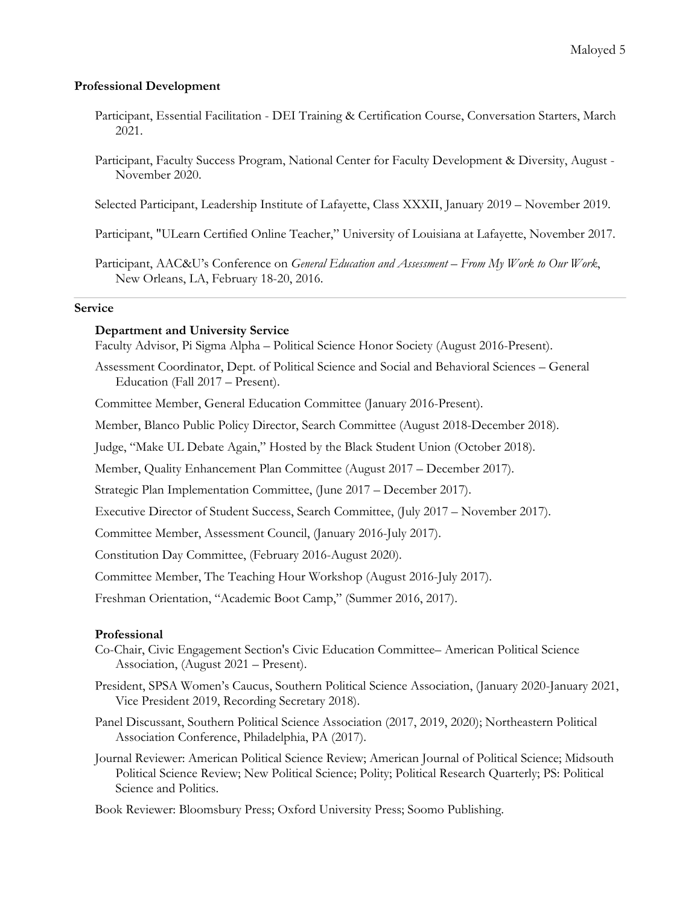## Professional Development

Participant, Essential Facilitation - DEI Training & Certification Course, Conversation Starters, March 2021.

Participant, Faculty Success Program, National Center for Faculty Development & Diversity, August - November 2020.

Selected Participant, Leadership Institute of Lafayette, Class XXXII, January 2019 – November 2019.

Participant, "ULearn Certified Online Teacher," University of Louisiana at Lafayette, November 2017.

Participant, AAC&U's Conference on *General Education and Assessment – From My Work to Our Work*, New Orleans, LA, February 18-20, 2016.

---

## Service

### Department and University Service

Faculty Advisor, Pi Sigma Alpha – Political Science Honor Society (August 2016-Present).

Assessment Coordinator, Dept. of Political Science and Social and Behavioral Sciences – General Education (Fall 2017 – Present).

Committee Member, General Education Committee (January 2016-Present).

Member, Blanco Public Policy Director, Search Committee (August 2018-December 2018).

Judge, "Make UL Debate Again," Hosted by the Black Student Union (October 2018).

Member, Quality Enhancement Plan Committee (August 2017 – December 2017).

Strategic Plan Implementation Committee, (June 2017 – December 2017).

Executive Director of Student Success, Search Committee, (July 2017 – November 2017).

Committee Member, Assessment Council, (January 2016-July 2017).

Constitution Day Committee, (February 2016-August 2020).

Committee Member, The Teaching Hour Workshop (August 2016-July 2017).

Freshman Orientation, "Academic Boot Camp," (Summer 2016, 2017).

### Professional

Co-Chair, Civic Engagement Section's Civic Education Committee– American Political Science Association, (August 2021 – Present).

President, SPSA Women's Caucus, Southern Political Science Association, (January 2020-January 2021, Vice President 2019, Recording Secretary 2018).

Panel Discussant, Southern Political Science Association (2017, 2019, 2020); Northeastern Political Association Conference, Philadelphia, PA (2017).

Journal Reviewer: American Political Science Review; American Journal of Political Science; Midsouth Political Science Review; New Political Science; Polity; Political Research Quarterly; PS: Political Science and Politics.

Book Reviewer: Bloomsbury Press; Oxford University Press; Soomo Publishing.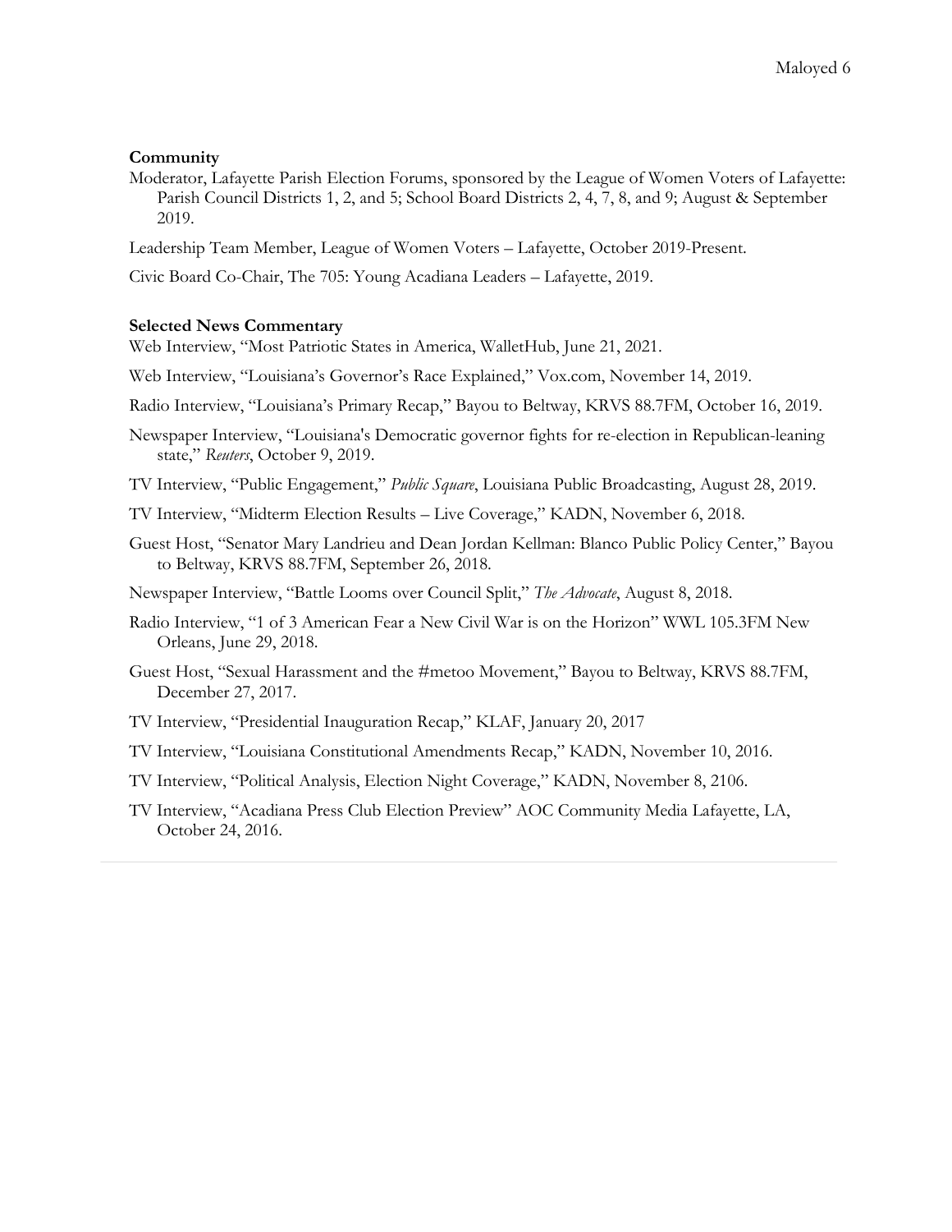**Community**

Moderator, Lafayette Parish Election Forums, sponsored by the League of Women Voters of Lafayette: Parish Council Districts 1, 2, and 5; School Board Districts 2, 4, 7, 8, and 9; August & September 2019.

Leadership Team Member, League of Women Voters – Lafayette, October 2019-Present.

Civic Board Co-Chair, The 705: Young Acadiana Leaders – Lafayette, 2019.

**Selected News Commentary**

Web Interview, "Most Patriotic States in America, WalletHub, June 21, 2021.

Web Interview, "Louisiana's Governor's Race Explained," Vox.com, November 14, 2019.

Radio Interview, "Louisiana's Primary Recap," Bayou to Beltway, KRVS 88.7FM, October 16, 2019.

Newspaper Interview, "Louisiana's Democratic governor fights for re-election in Republican-leaning state," *Reuters*, October 9, 2019.

TV Interview, "Public Engagement," *Public Square*, Louisiana Public Broadcasting, August 28, 2019.

TV Interview, "Midterm Election Results – Live Coverage," KADN, November 6, 2018.

Guest Host, "Senator Mary Landrieu and Dean Jordan Kellman: Blanco Public Policy Center," Bayou to Beltway, KRVS 88.7FM, September 26, 2018.

Newspaper Interview, "Battle Looms over Council Split," *The Advocate*, August 8, 2018.

Radio Interview, "1 of 3 American Fear a New Civil War is on the Horizon" WWL 105.3FM New Orleans, June 29, 2018.

Guest Host, "Sexual Harassment and the #metoo Movement," Bayou to Beltway, KRVS 88.7FM, December 27, 2017.

TV Interview, "Presidential Inauguration Recap," KLAF, January 20, 2017

TV Interview, "Louisiana Constitutional Amendments Recap," KADN, November 10, 2016.

TV Interview, "Political Analysis, Election Night Coverage," KADN, November 8, 2106.

TV Interview, "Acadiana Press Club Election Preview" AOC Community Media Lafayette, LA, October 24, 2016.